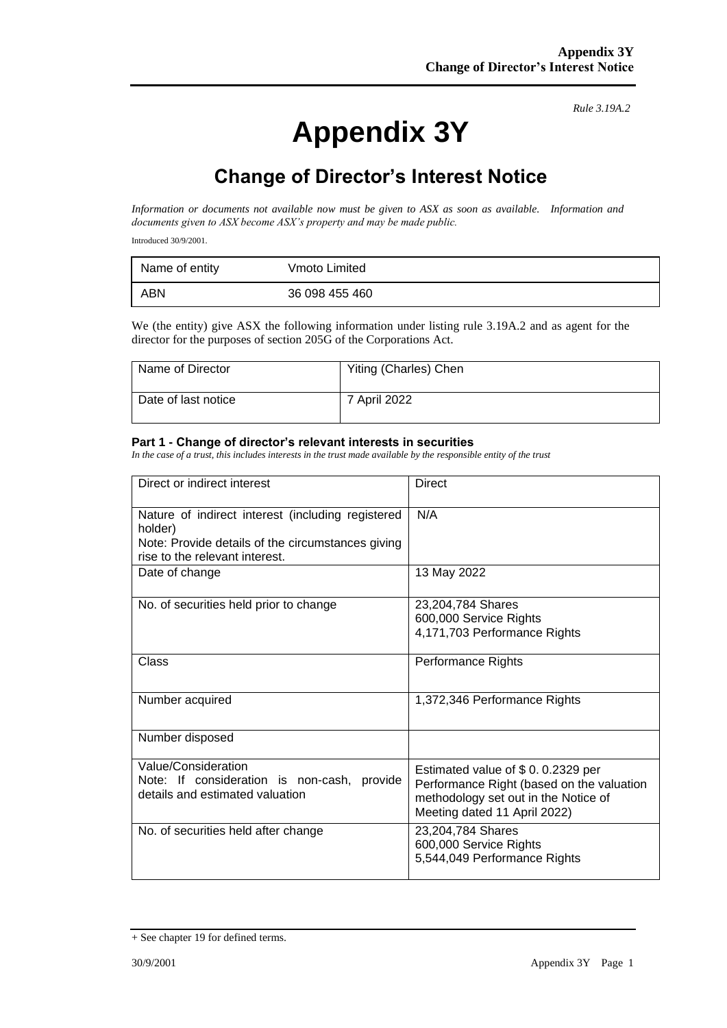*Rule 3.19A.2*

# Appendix 3Y

## Change of Director's Interest Notice

*Information or documents not available now must be given to ASX as soon as available. Information and documents given to ASX become ASX's property and may be made public.*

Introduced 30/9/2001.

| Name of entity | Vmoto Limited |
|---|---|
| ABN | 36 098 455 460 |

We (the entity) give ASX the following information under listing rule 3.19A.2 and as agent for the director for the purposes of section 205G of the Corporations Act.

| Name of Director | Yiting (Charles) Chen |
|---|---|
| Date of last notice | 7 April 2022 |

#### Part 1 - Change of director's relevant interests in securities

*In the case of a trust, this includes interests in the trust made available by the responsible entity of the trust*

| Direct or indirect interest | Direct |
|---|---|
| Nature of indirect interest (including registered holder)<br>Note: Provide details of the circumstances giving rise to the relevant interest. | N/A |
| Date of change | 13 May 2022 |
| No. of securities held prior to change | 23,204,784 Shares<br>600,000 Service Rights<br>4,171,703 Performance Rights |
| Class | Performance Rights |
| Number acquired | 1,372,346 Performance Rights |
| Number disposed | |
| Value/Consideration<br>Note: If consideration is non-cash, provide details and estimated valuation | Estimated value of $ 0. 0.2329 per Performance Right (based on the valuation methodology set out in the Notice of Meeting dated 11 April 2022) |
| No. of securities held after change | 23,204,784 Shares<br>600,000 Service Rights<br>5,544,049 Performance Rights |

+ See chapter 19 for defined terms.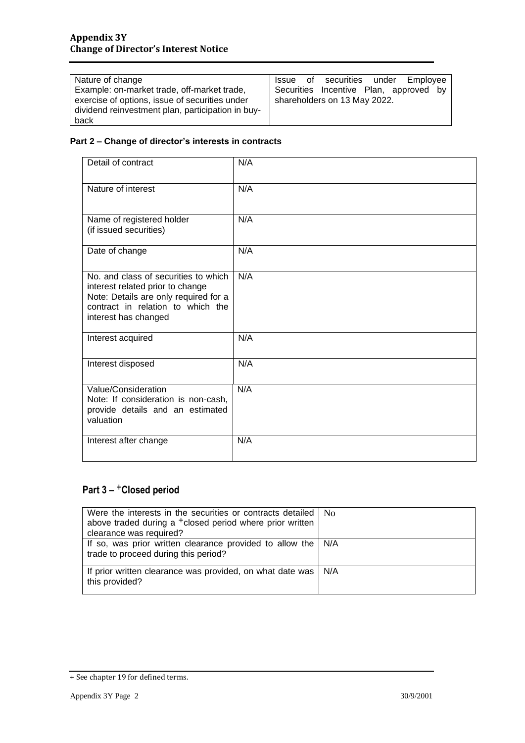| Nature of change<br>Example: on-market trade, off-market trade, exercise of options, issue of securities under dividend reinvestment plan, participation in buy-back | Issue of securities under Employee Securities Incentive Plan, approved by shareholders on 13 May 2022. |
|---|---|

### Part 2 – Change of director's interests in contracts

| Detail of contract | N/A |
|---|---|
| Nature of interest | N/A |
| Name of registered holder<br>(if issued securities) | N/A |
| Date of change | N/A |
| No. and class of securities to which interest related prior to change<br>Note: Details are only required for a contract in relation to which the interest has changed | N/A |
| Interest acquired | N/A |
| Interest disposed | N/A |
| Value/Consideration<br>Note: If consideration is non-cash, provide details and an estimated valuation | N/A |
| Interest after change | N/A |

## Part 3 – +Closed period

| Were the interests in the securities or contracts detailed above traded during a +closed period where prior written clearance was required? | No |
|---|---|
| If so, was prior written clearance provided to allow the trade to proceed during this period? | N/A |
| If prior written clearance was provided, on what date was this provided? | N/A |

+ See chapter 19 for defined terms.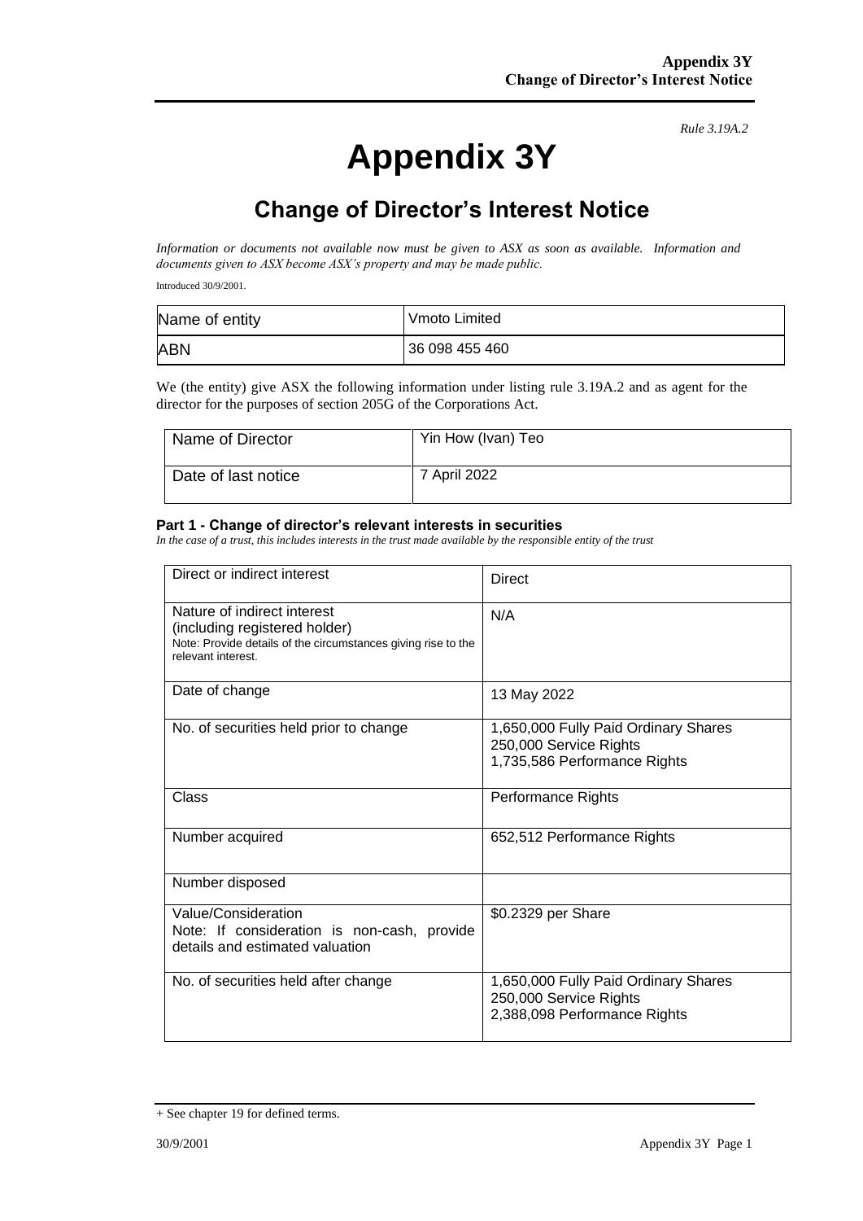*Rule 3.19A.2*

# Appendix 3Y

## Change of Director's Interest Notice

*Information or documents not available now must be given to ASX as soon as available. Information and documents given to ASX become ASX's property and may be made public.*

Introduced 30/9/2001.

| Name of entity | Vmoto Limited |
|---|---|
| ABN | 36 098 455 460 |

We (the entity) give ASX the following information under listing rule 3.19A.2 and as agent for the director for the purposes of section 205G of the Corporations Act.

| Name of Director | Yin How (Ivan) Teo |
|---|---|
| Date of last notice | 7 April 2022 |

#### Part 1 - Change of director's relevant interests in securities

*In the case of a trust, this includes interests in the trust made available by the responsible entity of the trust*

| Direct or indirect interest | Direct |
|---|---|
| Nature of indirect interest (including registered holder)<br>Note: Provide details of the circumstances giving rise to the relevant interest. | N/A |
| Date of change | 13 May 2022 |
| No. of securities held prior to change | 1,650,000 Fully Paid Ordinary Shares<br>250,000 Service Rights<br>1,735,586 Performance Rights |
| Class | Performance Rights |
| Number acquired | 652,512 Performance Rights |
| Number disposed | |
| Value/Consideration<br>Note: If consideration is non-cash, provide details and estimated valuation | $0.2329 per Share |
| No. of securities held after change | 1,650,000 Fully Paid Ordinary Shares<br>250,000 Service Rights<br>2,388,098 Performance Rights |

+ See chapter 19 for defined terms.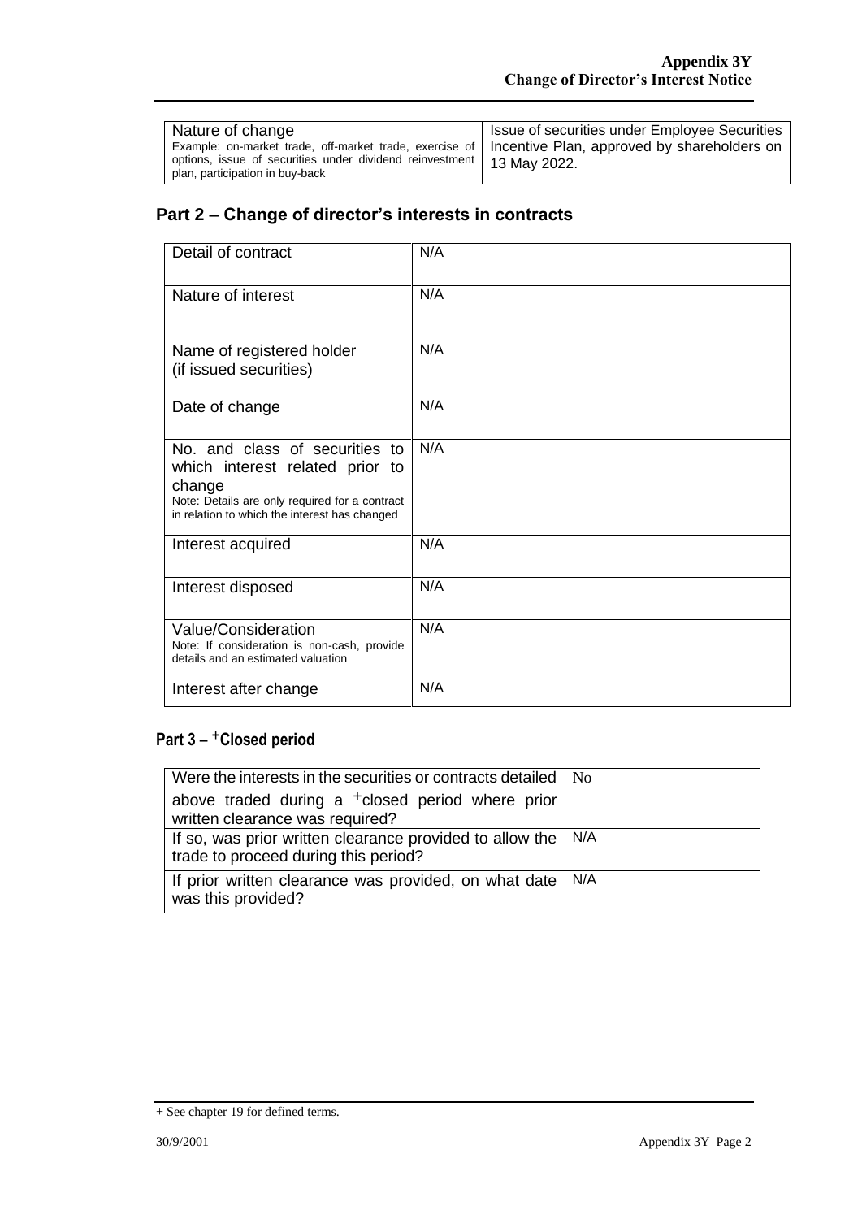| Nature of change<br>Example: on-market trade, off-market trade, exercise of options, issue of securities under dividend reinvestment plan, participation in buy-back | Issue of securities under Employee Securities Incentive Plan, approved by shareholders on 13 May 2022. |
|---|---|

## Part 2 – Change of director's interests in contracts

| Detail of contract | N/A |
|---|---|
| Nature of interest | N/A |
| Name of registered holder (if issued securities) | N/A |
| Date of change | N/A |
| No. and class of securities to which interest related prior to change<br>Note: Details are only required for a contract in relation to which the interest has changed | N/A |
| Interest acquired | N/A |
| Interest disposed | N/A |
| Value/Consideration<br>Note: If consideration is non-cash, provide details and an estimated valuation | N/A |
| Interest after change | N/A |

## Part 3 – +Closed period

| Were the interests in the securities or contracts detailed above traded during a +closed period where prior written clearance was required? | No |
|---|---|
| If so, was prior written clearance provided to allow the trade to proceed during this period? | N/A |
| If prior written clearance was provided, on what date was this provided? | N/A |

+ See chapter 19 for defined terms.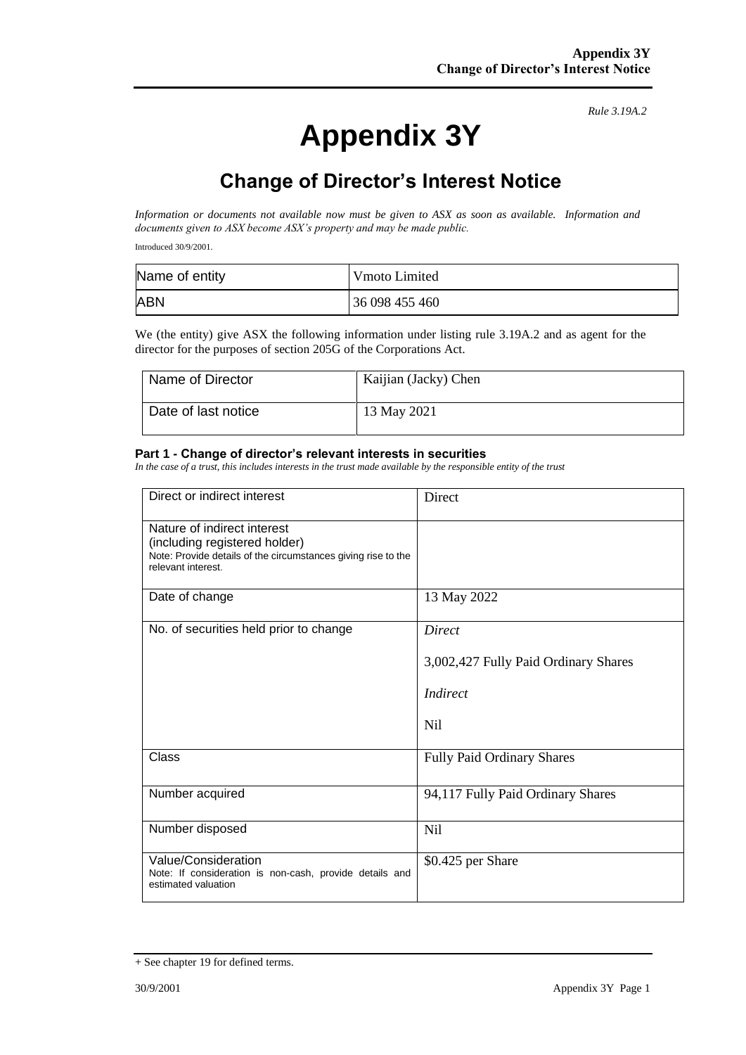*Rule 3.19A.2*

# Appendix 3Y

## Change of Director's Interest Notice

*Information or documents not available now must be given to ASX as soon as available. Information and documents given to ASX become ASX's property and may be made public.*

Introduced 30/9/2001.

| Name of entity | Vmoto Limited |
|---|---|
| ABN | 36 098 455 460 |

We (the entity) give ASX the following information under listing rule 3.19A.2 and as agent for the director for the purposes of section 205G of the Corporations Act.

| Name of Director | Kaijian (Jacky) Chen |
|---|---|
| Date of last notice | 13 May 2021 |

#### Part 1 - Change of director's relevant interests in securities

*In the case of a trust, this includes interests in the trust made available by the responsible entity of the trust*

| Direct or indirect interest | Direct |
|---|---|
| Nature of indirect interest (including registered holder)<br>Note: Provide details of the circumstances giving rise to the relevant interest. | |
| Date of change | 13 May 2022 |
| No. of securities held prior to change | *Direct*<br>3,002,427 Fully Paid Ordinary Shares<br>*Indirect*<br>Nil |
| Class | Fully Paid Ordinary Shares |
| Number acquired | 94,117 Fully Paid Ordinary Shares |
| Number disposed | Nil |
| Value/Consideration<br>Note: If consideration is non-cash, provide details and estimated valuation | $0.425 per Share |

+ See chapter 19 for defined terms.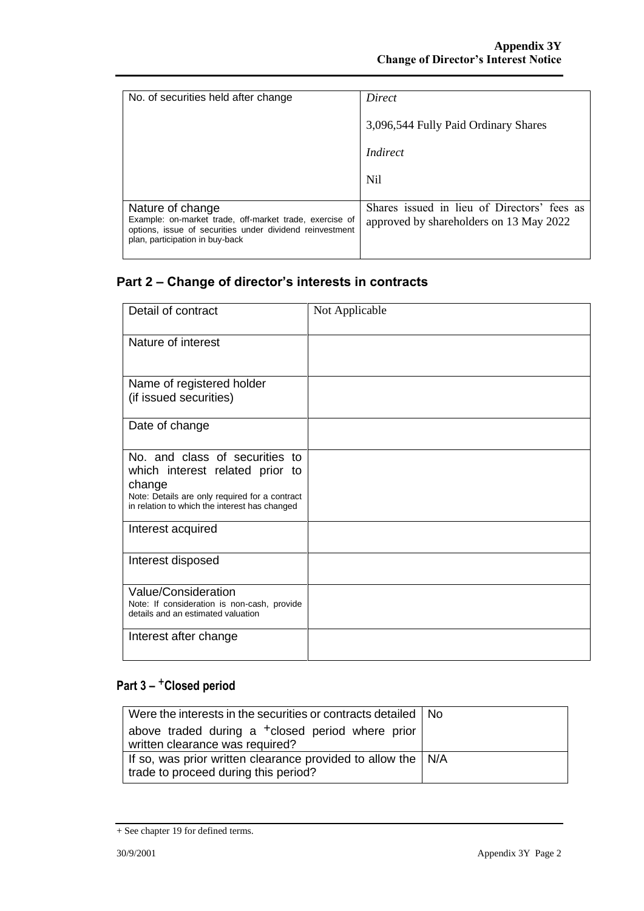| | |
|---|---|
| No. of securities held after change | *Direct*<br><br>3,096,544 Fully Paid Ordinary Shares<br><br>*Indirect*<br><br>Nil |
| Nature of change<br>Example: on-market trade, off-market trade, exercise of options, issue of securities under dividend reinvestment plan, participation in buy-back | Shares issued in lieu of Directors' fees as approved by shareholders on 13 May 2022 |

## Part 2 – Change of director's interests in contracts

| | |
|---|---|
| Detail of contract | Not Applicable |
| Nature of interest | |
| Name of registered holder<br>(if issued securities) | |
| Date of change | |
| No. and class of securities to which interest related prior to change<br>Note: Details are only required for a contract in relation to which the interest has changed | |
| Interest acquired | |
| Interest disposed | |
| Value/Consideration<br>Note: If consideration is non-cash, provide details and an estimated valuation | |
| Interest after change | |

## Part 3 – +Closed period

| | |
|---|---|
| Were the interests in the securities or contracts detailed above traded during a +closed period where prior written clearance was required? | No |
| If so, was prior written clearance provided to allow the trade to proceed during this period? | N/A |

+ See chapter 19 for defined terms.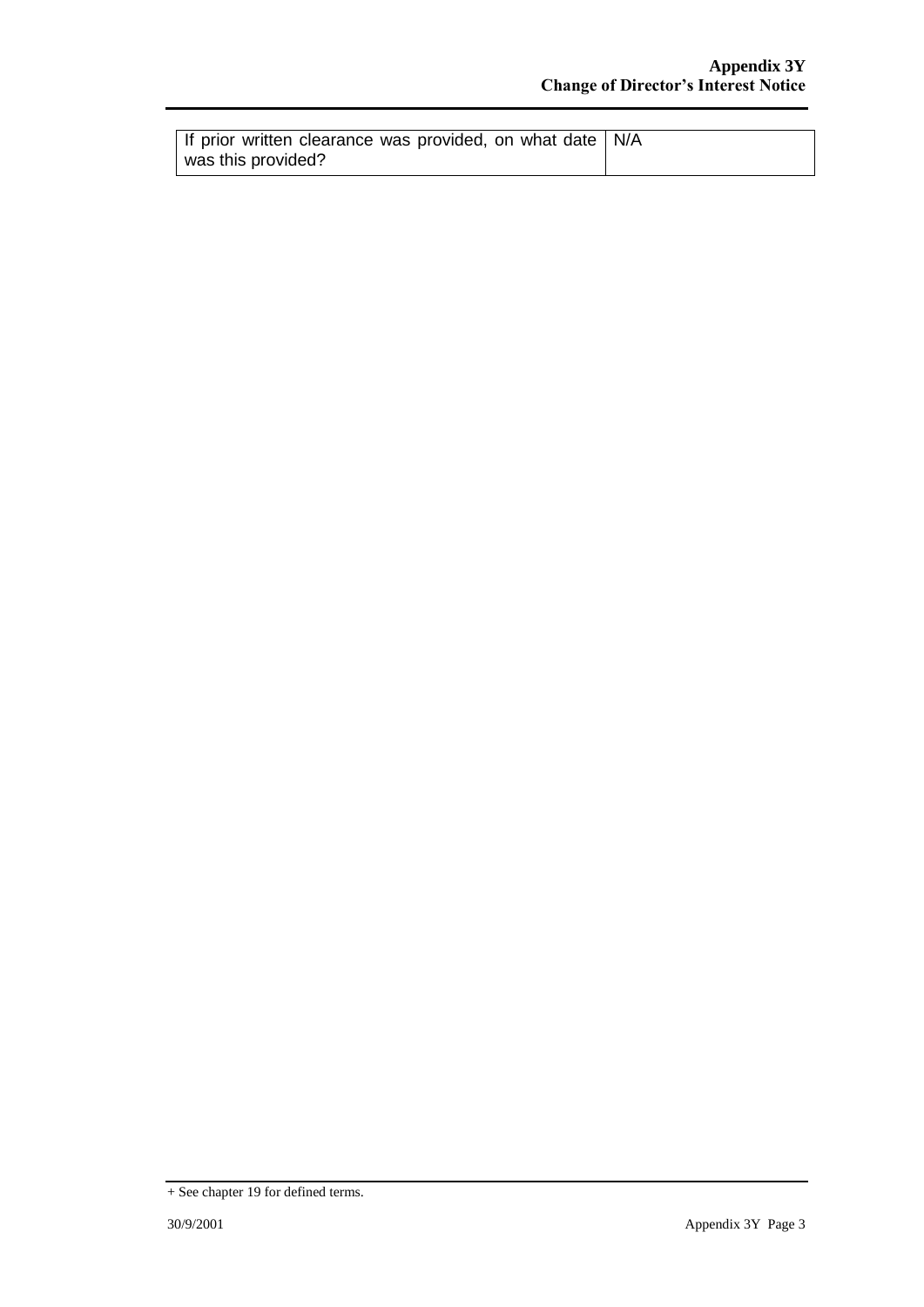| | |
|---|---|
| If prior written clearance was provided, on what date was this provided? | N/A |

+ See chapter 19 for defined terms.